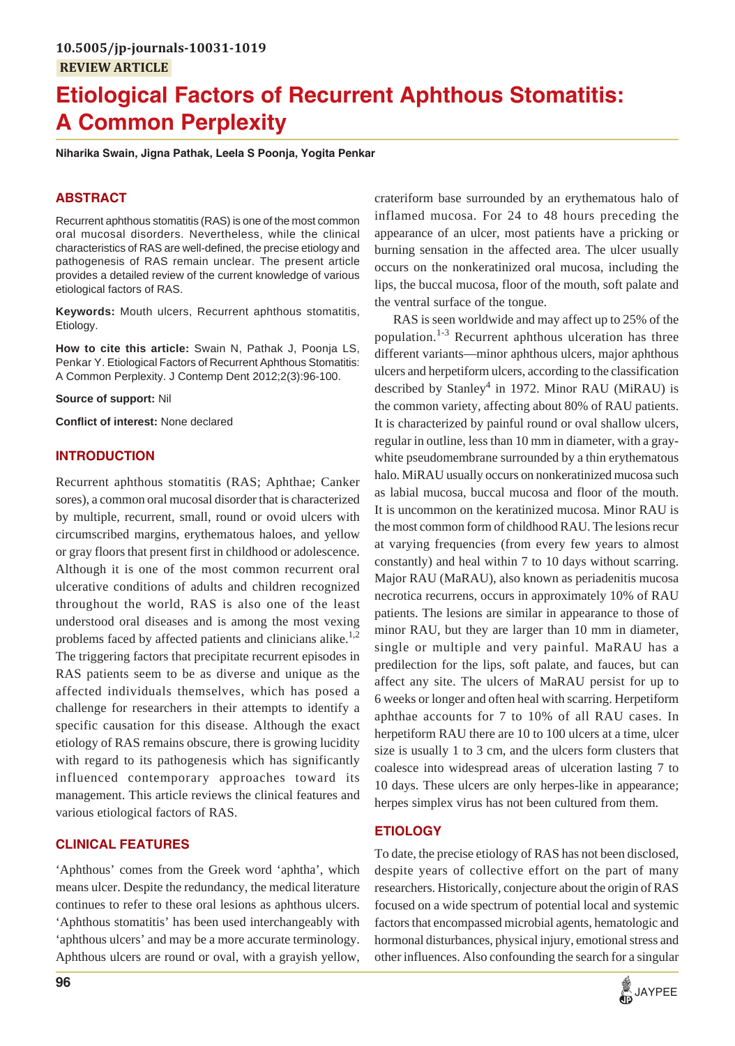10.5005/jp-journals-10031-1019

**REVIEW ARTICLE**

# Etiological Factors of Recurrent Aphthous Stomatitis: A Common Perplexity

**Niharika Swain, Jigna Pathak, Leela S Poonja, Yogita Penkar**

## ABSTRACT

Recurrent aphthous stomatitis (RAS) is one of the most common oral mucosal disorders. Nevertheless, while the clinical characteristics of RAS are well-defined, the precise etiology and pathogenesis of RAS remain unclear. The present article provides a detailed review of the current knowledge of various etiological factors of RAS.

**Keywords:** Mouth ulcers, Recurrent aphthous stomatitis, Etiology.

**How to cite this article:** Swain N, Pathak J, Poonja LS, Penkar Y. Etiological Factors of Recurrent Aphthous Stomatitis: A Common Perplexity. J Contemp Dent 2012;2(3):96-100.

**Source of support:** Nil

**Conflict of interest:** None declared

## INTRODUCTION

Recurrent aphthous stomatitis (RAS; Aphthae; Canker sores), a common oral mucosal disorder that is characterized by multiple, recurrent, small, round or ovoid ulcers with circumscribed margins, erythematous haloes, and yellow or gray floors that present first in childhood or adolescence. Although it is one of the most common recurrent oral ulcerative conditions of adults and children recognized throughout the world, RAS is also one of the least understood oral diseases and is among the most vexing problems faced by affected patients and clinicians alike.[1,2] The triggering factors that precipitate recurrent episodes in RAS patients seem to be as diverse and unique as the affected individuals themselves, which has posed a challenge for researchers in their attempts to identify a specific causation for this disease. Although the exact etiology of RAS remains obscure, there is growing lucidity with regard to its pathogenesis which has significantly influenced contemporary approaches toward its management. This article reviews the clinical features and various etiological factors of RAS.

## CLINICAL FEATURES

'Aphthous' comes from the Greek word 'aphtha', which means ulcer. Despite the redundancy, the medical literature continues to refer to these oral lesions as aphthous ulcers. 'Aphthous stomatitis' has been used interchangeably with 'aphthous ulcers' and may be a more accurate terminology. Aphthous ulcers are round or oval, with a grayish yellow, crateriform base surrounded by an erythematous halo of inflamed mucosa. For 24 to 48 hours preceding the appearance of an ulcer, most patients have a pricking or burning sensation in the affected area. The ulcer usually occurs on the nonkeratinized oral mucosa, including the lips, the buccal mucosa, floor of the mouth, soft palate and the ventral surface of the tongue.

RAS is seen worldwide and may affect up to 25% of the population.[1-3] Recurrent aphthous ulceration has three different variants—minor aphthous ulcers, major aphthous ulcers and herpetiform ulcers, according to the classification described by Stanley[4] in 1972. Minor RAU (MiRAU) is the common variety, affecting about 80% of RAU patients. It is characterized by painful round or oval shallow ulcers, regular in outline, less than 10 mm in diameter, with a gray-white pseudomembrane surrounded by a thin erythematous halo. MiRAU usually occurs on nonkeratinized mucosa such as labial mucosa, buccal mucosa and floor of the mouth. It is uncommon on the keratinized mucosa. Minor RAU is the most common form of childhood RAU. The lesions recur at varying frequencies (from every few years to almost constantly) and heal within 7 to 10 days without scarring. Major RAU (MaRAU), also known as periadenitis mucosa necrotica recurrens, occurs in approximately 10% of RAU patients. The lesions are similar in appearance to those of minor RAU, but they are larger than 10 mm in diameter, single or multiple and very painful. MaRAU has a predilection for the lips, soft palate, and fauces, but can affect any site. The ulcers of MaRAU persist for up to 6 weeks or longer and often heal with scarring. Herpetiform aphthae accounts for 7 to 10% of all RAU cases. In herpetiform RAU there are 10 to 100 ulcers at a time, ulcer size is usually 1 to 3 cm, and the ulcers form clusters that coalesce into widespread areas of ulceration lasting 7 to 10 days. These ulcers are only herpes-like in appearance; herpes simplex virus has not been cultured from them.

## ETIOLOGY

To date, the precise etiology of RAS has not been disclosed, despite years of collective effort on the part of many researchers. Historically, conjecture about the origin of RAS focused on a wide spectrum of potential local and systemic factors that encompassed microbial agents, hematologic and hormonal disturbances, physical injury, emotional stress and other influences. Also confounding the search for a singular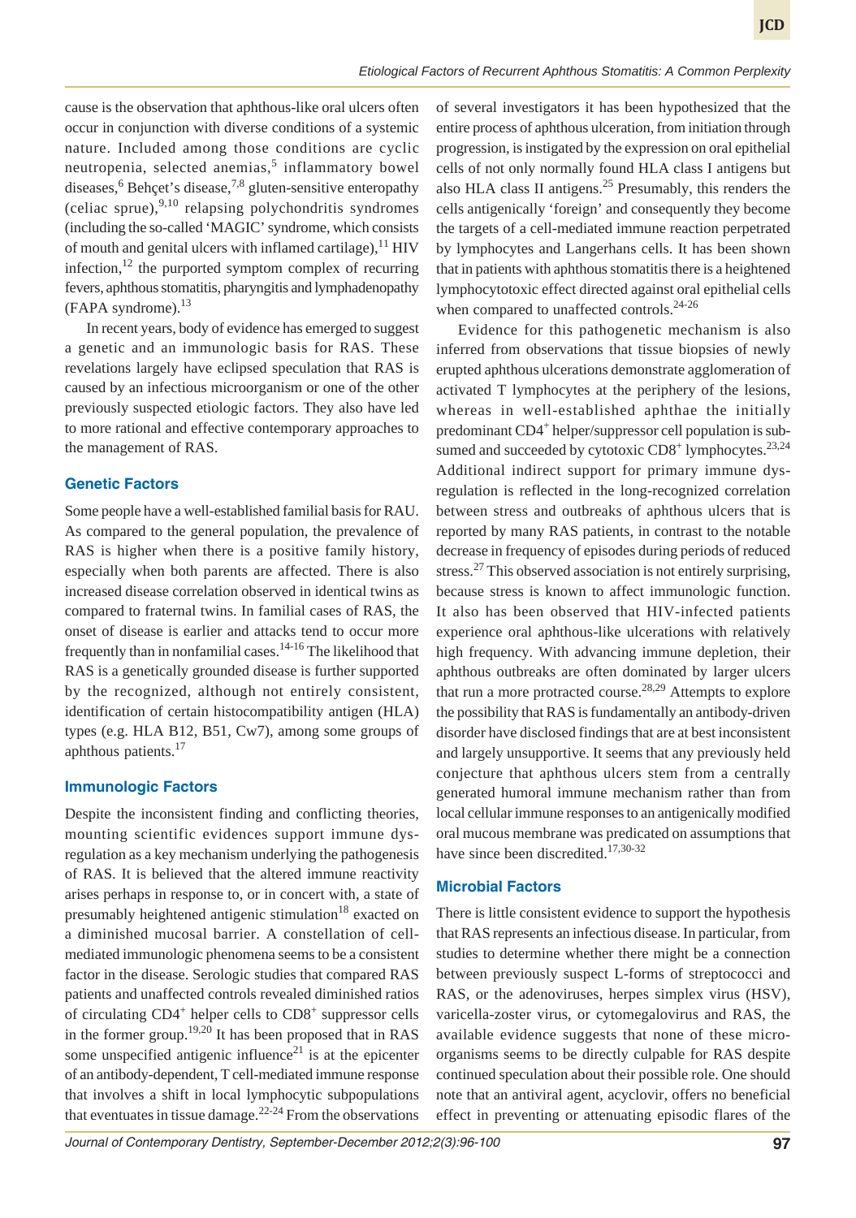cause is the observation that aphthous-like oral ulcers often occur in conjunction with diverse conditions of a systemic nature. Included among those conditions are cyclic neutropenia, selected anemias,[5] inflammatory bowel diseases,[6] Behçet's disease,[7,8] gluten-sensitive enteropathy (celiac sprue),[9,10] relapsing polychondritis syndromes (including the so-called 'MAGIC' syndrome, which consists of mouth and genital ulcers with inflamed cartilage),[11] HIV infection,[12] the purported symptom complex of recurring fevers, aphthous stomatitis, pharyngitis and lymphadenopathy (FAPA syndrome).[13]

In recent years, body of evidence has emerged to suggest a genetic and an immunologic basis for RAS. These revelations largely have eclipsed speculation that RAS is caused by an infectious microorganism or one of the other previously suspected etiologic factors. They also have led to more rational and effective contemporary approaches to the management of RAS.

## Genetic Factors

Some people have a well-established familial basis for RAU. As compared to the general population, the prevalence of RAS is higher when there is a positive family history, especially when both parents are affected. There is also increased disease correlation observed in identical twins as compared to fraternal twins. In familial cases of RAS, the onset of disease is earlier and attacks tend to occur more frequently than in nonfamilial cases.[14-16] The likelihood that RAS is a genetically grounded disease is further supported by the recognized, although not entirely consistent, identification of certain histocompatibility antigen (HLA) types (e.g. HLA B12, B51, Cw7), among some groups of aphthous patients.[17]

## Immunologic Factors

Despite the inconsistent finding and conflicting theories, mounting scientific evidences support immune dysregulation as a key mechanism underlying the pathogenesis of RAS. It is believed that the altered immune reactivity arises perhaps in response to, or in concert with, a state of presumably heightened antigenic stimulation[18] exacted on a diminished mucosal barrier. A constellation of cell-mediated immunologic phenomena seems to be a consistent factor in the disease. Serologic studies that compared RAS patients and unaffected controls revealed diminished ratios of circulating $CD4^+$ helper cells to $CD8^+$ suppressor cells in the former group.[19,20] It has been proposed that in RAS some unspecified antigenic influence[21] is at the epicenter of an antibody-dependent, T cell-mediated immune response that involves a shift in local lymphocytic subpopulations that eventuates in tissue damage.[22-24] From the observations of several investigators it has been hypothesized that the entire process of aphthous ulceration, from initiation through progression, is instigated by the expression on oral epithelial cells of not only normally found HLA class I antigens but also HLA class II antigens.[25] Presumably, this renders the cells antigenically 'foreign' and consequently they become the targets of a cell-mediated immune reaction perpetrated by lymphocytes and Langerhans cells. It has been shown that in patients with aphthous stomatitis there is a heightened lymphocytotoxic effect directed against oral epithelial cells when compared to unaffected controls.[24-26]

Evidence for this pathogenetic mechanism is also inferred from observations that tissue biopsies of newly erupted aphthous ulcerations demonstrate agglomeration of activated T lymphocytes at the periphery of the lesions, whereas in well-established aphthae the initially predominant $CD4^+$ helper/suppressor cell population is subsumed and succeeded by cytotoxic $CD8^+$ lymphocytes.[23,24] Additional indirect support for primary immune dysregulation is reflected in the long-recognized correlation between stress and outbreaks of aphthous ulcers that is reported by many RAS patients, in contrast to the notable decrease in frequency of episodes during periods of reduced stress.[27] This observed association is not entirely surprising, because stress is known to affect immunologic function. It also has been observed that HIV-infected patients experience oral aphthous-like ulcerations with relatively high frequency. With advancing immune depletion, their aphthous outbreaks are often dominated by larger ulcers that run a more protracted course.[28,29] Attempts to explore the possibility that RAS is fundamentally an antibody-driven disorder have disclosed findings that are at best inconsistent and largely unsupportive. It seems that any previously held conjecture that aphthous ulcers stem from a centrally generated humoral immune mechanism rather than from local cellular immune responses to an antigenically modified oral mucous membrane was predicated on assumptions that have since been discredited.[17,30-32]

## Microbial Factors

There is little consistent evidence to support the hypothesis that RAS represents an infectious disease. In particular, from studies to determine whether there might be a connection between previously suspect L-forms of streptococci and RAS, or the adenoviruses, herpes simplex virus (HSV), varicella-zoster virus, or cytomegalovirus and RAS, the available evidence suggests that none of these microorganisms seems to be directly culpable for RAS despite continued speculation about their possible role. One should note that an antiviral agent, acyclovir, offers no beneficial effect in preventing or attenuating episodic flares of the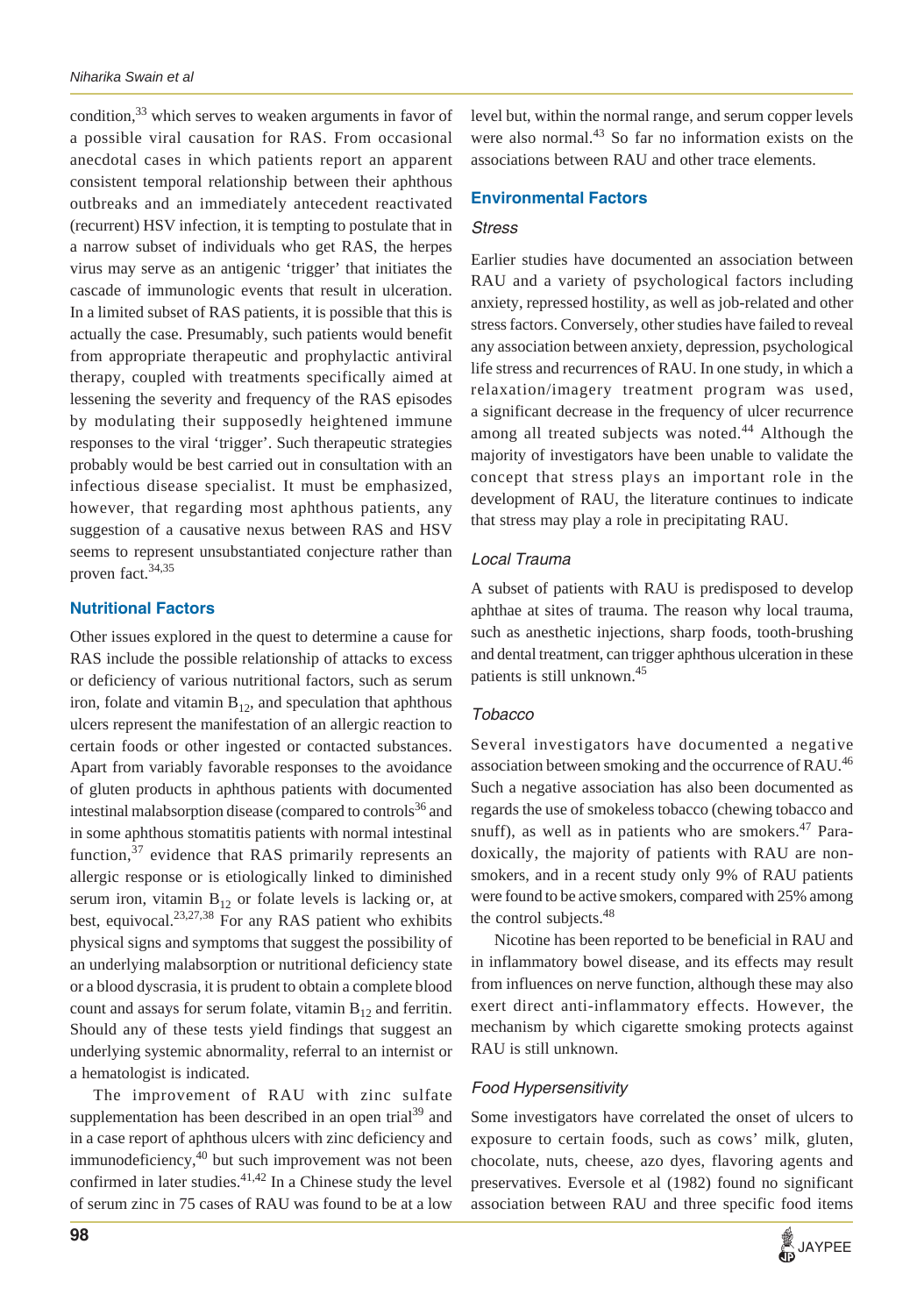condition,[33] which serves to weaken arguments in favor of a possible viral causation for RAS. From occasional anecdotal cases in which patients report an apparent consistent temporal relationship between their aphthous outbreaks and an immediately antecedent reactivated (recurrent) HSV infection, it is tempting to postulate that in a narrow subset of individuals who get RAS, the herpes virus may serve as an antigenic 'trigger' that initiates the cascade of immunologic events that result in ulceration. In a limited subset of RAS patients, it is possible that this is actually the case. Presumably, such patients would benefit from appropriate therapeutic and prophylactic antiviral therapy, coupled with treatments specifically aimed at lessening the severity and frequency of the RAS episodes by modulating their supposedly heightened immune responses to the viral 'trigger'. Such therapeutic strategies probably would be best carried out in consultation with an infectious disease specialist. It must be emphasized, however, that regarding most aphthous patients, any suggestion of a causative nexus between RAS and HSV seems to represent unsubstantiated conjecture rather than proven fact.[34,35]

### Nutritional Factors

Other issues explored in the quest to determine a cause for RAS include the possible relationship of attacks to excess or deficiency of various nutritional factors, such as serum iron, folate and vitamin $B_{12}$, and speculation that aphthous ulcers represent the manifestation of an allergic reaction to certain foods or other ingested or contacted substances. Apart from variably favorable responses to the avoidance of gluten products in aphthous patients with documented intestinal malabsorption disease (compared to controls[36] and in some aphthous stomatitis patients with normal intestinal function,[37] evidence that RAS primarily represents an allergic response or is etiologically linked to diminished serum iron, vitamin $B_{12}$ or folate levels is lacking or, at best, equivocal.[23,27,38] For any RAS patient who exhibits physical signs and symptoms that suggest the possibility of an underlying malabsorption or nutritional deficiency state or a blood dyscrasia, it is prudent to obtain a complete blood count and assays for serum folate, vitamin $B_{12}$ and ferritin. Should any of these tests yield findings that suggest an underlying systemic abnormality, referral to an internist or a hematologist is indicated.

The improvement of RAU with zinc sulfate supplementation has been described in an open trial[39] and in a case report of aphthous ulcers with zinc deficiency and immunodeficiency,[40] but such improvement was not been confirmed in later studies.[41,42] In a Chinese study the level of serum zinc in 75 cases of RAU was found to be at a low level but, within the normal range, and serum copper levels were also normal.[43] So far no information exists on the associations between RAU and other trace elements.

### Environmental Factors

#### *Stress*

Earlier studies have documented an association between RAU and a variety of psychological factors including anxiety, repressed hostility, as well as job-related and other stress factors. Conversely, other studies have failed to reveal any association between anxiety, depression, psychological life stress and recurrences of RAU. In one study, in which a relaxation/imagery treatment program was used, a significant decrease in the frequency of ulcer recurrence among all treated subjects was noted.[44] Although the majority of investigators have been unable to validate the concept that stress plays an important role in the development of RAU, the literature continues to indicate that stress may play a role in precipitating RAU.

#### *Local Trauma*

A subset of patients with RAU is predisposed to develop aphthae at sites of trauma. The reason why local trauma, such as anesthetic injections, sharp foods, tooth-brushing and dental treatment, can trigger aphthous ulceration in these patients is still unknown.[45]

#### *Tobacco*

Several investigators have documented a negative association between smoking and the occurrence of RAU.[46] Such a negative association has also been documented as regards the use of smokeless tobacco (chewing tobacco and snuff), as well as in patients who are smokers.[47] Paradoxically, the majority of patients with RAU are nonsmokers, and in a recent study only 9% of RAU patients were found to be active smokers, compared with 25% among the control subjects.[48]

Nicotine has been reported to be beneficial in RAU and in inflammatory bowel disease, and its effects may result from influences on nerve function, although these may also exert direct anti-inflammatory effects. However, the mechanism by which cigarette smoking protects against RAU is still unknown.

#### *Food Hypersensitivity*

Some investigators have correlated the onset of ulcers to exposure to certain foods, such as cows' milk, gluten, chocolate, nuts, cheese, azo dyes, flavoring agents and preservatives. Eversole et al (1982) found no significant association between RAU and three specific food items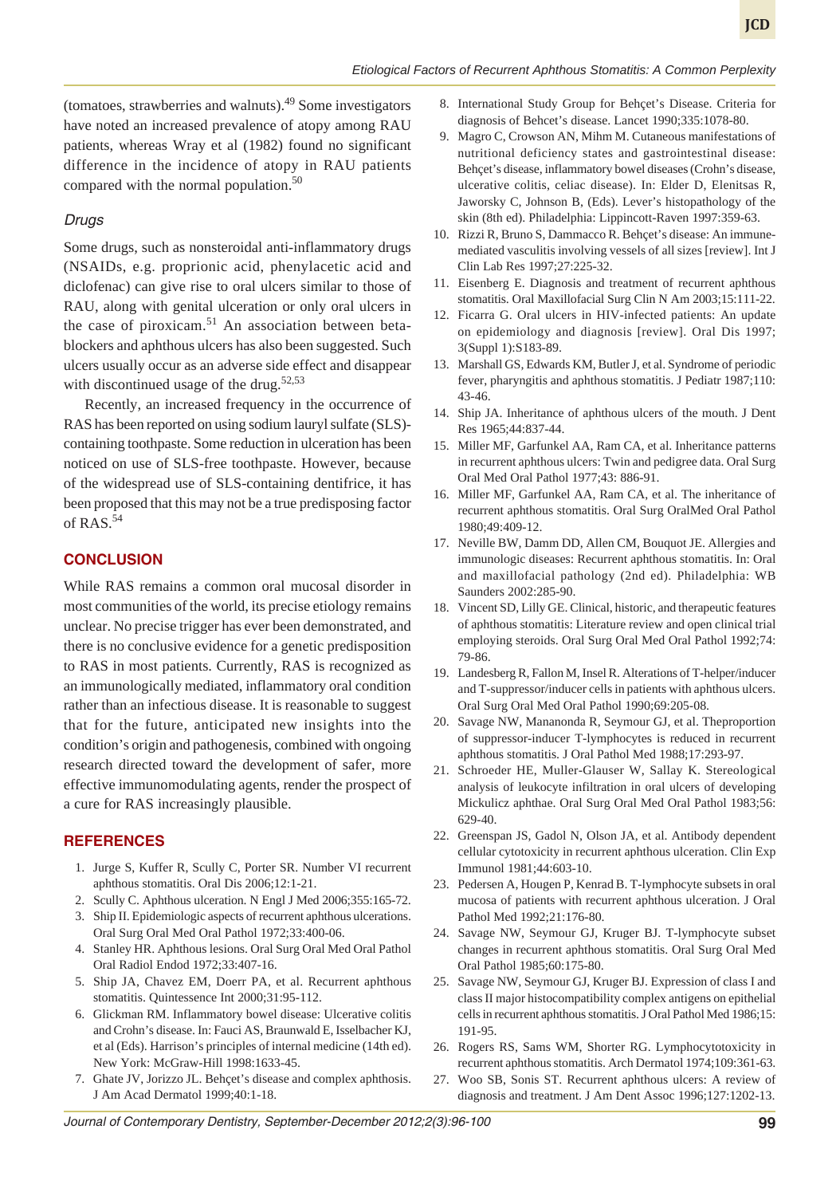(tomatoes, strawberries and walnuts).[49] Some investigators have noted an increased prevalence of atopy among RAU patients, whereas Wray et al (1982) found no significant difference in the incidence of atopy in RAU patients compared with the normal population.[50]

### Drugs

Some drugs, such as nonsteroidal anti-inflammatory drugs (NSAIDs, e.g. proprionic acid, phenylacetic acid and diclofenac) can give rise to oral ulcers similar to those of RAU, along with genital ulceration or only oral ulcers in the case of piroxicam.[51] An association between beta-blockers and aphthous ulcers has also been suggested. Such ulcers usually occur as an adverse side effect and disappear with discontinued usage of the drug.[52,53]

Recently, an increased frequency in the occurrence of RAS has been reported on using sodium lauryl sulfate (SLS)-containing toothpaste. Some reduction in ulceration has been noticed on use of SLS-free toothpaste. However, because of the widespread use of SLS-containing dentifrice, it has been proposed that this may not be a true predisposing factor of RAS.[54]

## CONCLUSION

While RAS remains a common oral mucosal disorder in most communities of the world, its precise etiology remains unclear. No precise trigger has ever been demonstrated, and there is no conclusive evidence for a genetic predisposition to RAS in most patients. Currently, RAS is recognized as an immunologically mediated, inflammatory oral condition rather than an infectious disease. It is reasonable to suggest that for the future, anticipated new insights into the condition's origin and pathogenesis, combined with ongoing research directed toward the development of safer, more effective immunomodulating agents, render the prospect of a cure for RAS increasingly plausible.

## REFERENCES

1. Jurge S, Kuffer R, Scully C, Porter SR. Number VI recurrent aphthous stomatitis. Oral Dis 2006;12:1-21.
2. Scully C. Aphthous ulceration. N Engl J Med 2006;355:165-72.
3. Ship II. Epidemiologic aspects of recurrent aphthous ulcerations. Oral Surg Oral Med Oral Pathol 1972;33:400-06.
4. Stanley HR. Aphthous lesions. Oral Surg Oral Med Oral Pathol Oral Radiol Endod 1972;33:407-16.
5. Ship JA, Chavez EM, Doerr PA, et al. Recurrent aphthous stomatitis. Quintessence Int 2000;31:95-112.
6. Glickman RM. Inflammatory bowel disease: Ulcerative colitis and Crohn's disease. In: Fauci AS, Braunwald E, Isselbacher KJ, et al (Eds). Harrison's principles of internal medicine (14th ed). New York: McGraw-Hill 1998:1633-45.
7. Ghate JV, Jorizzo JL. Behçet's disease and complex aphthosis. J Am Acad Dermatol 1999;40:1-18.
8. International Study Group for Behçet's Disease. Criteria for diagnosis of Behcet's disease. Lancet 1990;335:1078-80.
9. Magro C, Crowson AN, Mihm M. Cutaneous manifestations of nutritional deficiency states and gastrointestinal disease: Behçet's disease, inflammatory bowel diseases (Crohn's disease, ulcerative colitis, celiac disease). In: Elder D, Elenitsas R, Jaworsky C, Johnson B, (Eds). Lever's histopathology of the skin (8th ed). Philadelphia: Lippincott-Raven 1997:359-63.
10. Rizzi R, Bruno S, Dammacco R. Behçet's disease: An immune-mediated vasculitis involving vessels of all sizes [review]. Int J Clin Lab Res 1997;27:225-32.
11. Eisenberg E. Diagnosis and treatment of recurrent aphthous stomatitis. Oral Maxillofacial Surg Clin N Am 2003;15:111-22.
12. Ficarra G. Oral ulcers in HIV-infected patients: An update on epidemiology and diagnosis [review]. Oral Dis 1997; 3(Suppl 1):S183-89.
13. Marshall GS, Edwards KM, Butler J, et al. Syndrome of periodic fever, pharyngitis and aphthous stomatitis. J Pediatr 1987;110: 43-46.
14. Ship JA. Inheritance of aphthous ulcers of the mouth. J Dent Res 1965;44:837-44.
15. Miller MF, Garfunkel AA, Ram CA, et al. Inheritance patterns in recurrent aphthous ulcers: Twin and pedigree data. Oral Surg Oral Med Oral Pathol 1977;43: 886-91.
16. Miller MF, Garfunkel AA, Ram CA, et al. The inheritance of recurrent aphthous stomatitis. Oral Surg OralMed Oral Pathol 1980;49:409-12.
17. Neville BW, Damm DD, Allen CM, Bouquot JE. Allergies and immunologic diseases: Recurrent aphthous stomatitis. In: Oral and maxillofacial pathology (2nd ed). Philadelphia: WB Saunders 2002:285-90.
18. Vincent SD, Lilly GE. Clinical, historic, and therapeutic features of aphthous stomatitis: Literature review and open clinical trial employing steroids. Oral Surg Oral Med Oral Pathol 1992;74: 79-86.
19. Landesberg R, Fallon M, Insel R. Alterations of T-helper/inducer and T-suppressor/inducer cells in patients with aphthous ulcers. Oral Surg Oral Med Oral Pathol 1990;69:205-08.
20. Savage NW, Mananonda R, Seymour GJ, et al. Theproportion of suppressor-inducer T-lymphocytes is reduced in recurrent aphthous stomatitis. J Oral Pathol Med 1988;17:293-97.
21. Schroeder HE, Muller-Glauser W, Sallay K. Stereological analysis of leukocyte infiltration in oral ulcers of developing Mickulicz aphthae. Oral Surg Oral Med Oral Pathol 1983;56: 629-40.
22. Greenspan JS, Gadol N, Olson JA, et al. Antibody dependent cellular cytotoxicity in recurrent aphthous ulceration. Clin Exp Immunol 1981;44:603-10.
23. Pedersen A, Hougen P, Kenrad B. T-lymphocyte subsets in oral mucosa of patients with recurrent aphthous ulceration. J Oral Pathol Med 1992;21:176-80.
24. Savage NW, Seymour GJ, Kruger BJ. T-lymphocyte subset changes in recurrent aphthous stomatitis. Oral Surg Oral Med Oral Pathol 1985;60:175-80.
25. Savage NW, Seymour GJ, Kruger BJ. Expression of class I and class II major histocompatibility complex antigens on epithelial cells in recurrent aphthous stomatitis. J Oral Pathol Med 1986;15: 191-95.
26. Rogers RS, Sams WM, Shorter RG. Lymphocytotoxicity in recurrent aphthous stomatitis. Arch Dermatol 1974;109:361-63.
27. Woo SB, Sonis ST. Recurrent aphthous ulcers: A review of diagnosis and treatment. J Am Dent Assoc 1996;127:1202-13.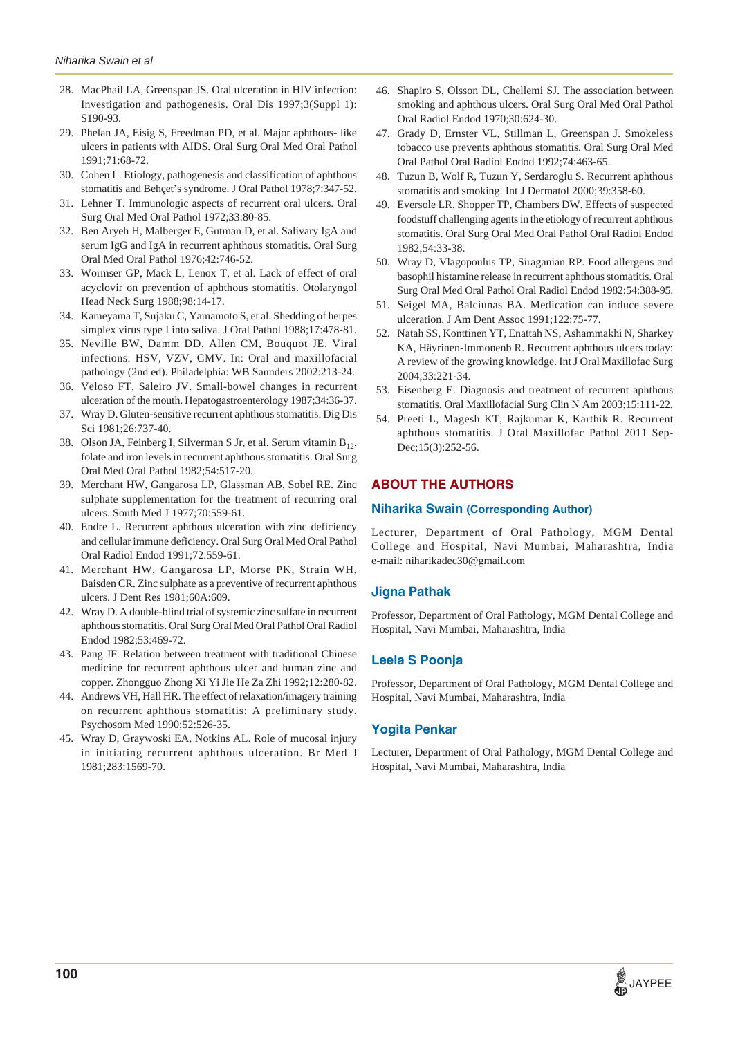28. MacPhail LA, Greenspan JS. Oral ulceration in HIV infection: Investigation and pathogenesis. Oral Dis 1997;3(Suppl 1): S190-93.
29. Phelan JA, Eisig S, Freedman PD, et al. Major aphthous- like ulcers in patients with AIDS. Oral Surg Oral Med Oral Pathol 1991;71:68-72.
30. Cohen L. Etiology, pathogenesis and classification of aphthous stomatitis and Behçet's syndrome. J Oral Pathol 1978;7:347-52.
31. Lehner T. Immunologic aspects of recurrent oral ulcers. Oral Surg Oral Med Oral Pathol 1972;33:80-85.
32. Ben Aryeh H, Malberger E, Gutman D, et al. Salivary IgA and serum IgG and IgA in recurrent aphthous stomatitis. Oral Surg Oral Med Oral Pathol 1976;42:746-52.
33. Wormser GP, Mack L, Lenox T, et al. Lack of effect of oral acyclovir on prevention of aphthous stomatitis. Otolaryngol Head Neck Surg 1988;98:14-17.
34. Kameyama T, Sujaku C, Yamamoto S, et al. Shedding of herpes simplex virus type I into saliva. J Oral Pathol 1988;17:478-81.
35. Neville BW, Damm DD, Allen CM, Bouquot JE. Viral infections: HSV, VZV, CMV. In: Oral and maxillofacial pathology (2nd ed). Philadelphia: WB Saunders 2002:213-24.
36. Veloso FT, Saleiro JV. Small-bowel changes in recurrent ulceration of the mouth. Hepatogastroenterology 1987;34:36-37.
37. Wray D. Gluten-sensitive recurrent aphthous stomatitis. Dig Dis Sci 1981;26:737-40.
38. Olson JA, Feinberg I, Silverman S Jr, et al. Serum vitamin $B_{12}$, folate and iron levels in recurrent aphthous stomatitis. Oral Surg Oral Med Oral Pathol 1982;54:517-20.
39. Merchant HW, Gangarosa LP, Glassman AB, Sobel RE. Zinc sulphate supplementation for the treatment of recurring oral ulcers. South Med J 1977;70:559-61.
40. Endre L. Recurrent aphthous ulceration with zinc deficiency and cellular immune deficiency. Oral Surg Oral Med Oral Pathol Oral Radiol Endod 1991;72:559-61.
41. Merchant HW, Gangarosa LP, Morse PK, Strain WH, Baisden CR. Zinc sulphate as a preventive of recurrent aphthous ulcers. J Dent Res 1981;60A:609.
42. Wray D. A double-blind trial of systemic zinc sulfate in recurrent aphthous stomatitis. Oral Surg Oral Med Oral Pathol Oral Radiol Endod 1982;53:469-72.
43. Pang JF. Relation between treatment with traditional Chinese medicine for recurrent aphthous ulcer and human zinc and copper. Zhongguo Zhong Xi Yi Jie He Za Zhi 1992;12:280-82.
44. Andrews VH, Hall HR. The effect of relaxation/imagery training on recurrent aphthous stomatitis: A preliminary study. Psychosom Med 1990;52:526-35.
45. Wray D, Graywoski EA, Notkins AL. Role of mucosal injury in initiating recurrent aphthous ulceration. Br Med J 1981;283:1569-70.
46. Shapiro S, Olsson DL, Chellemi SJ. The association between smoking and aphthous ulcers. Oral Surg Oral Med Oral Pathol Oral Radiol Endod 1970;30:624-30.
47. Grady D, Ernster VL, Stillman L, Greenspan J. Smokeless tobacco use prevents aphthous stomatitis. Oral Surg Oral Med Oral Pathol Oral Radiol Endod 1992;74:463-65.
48. Tuzun B, Wolf R, Tuzun Y, Serdaroglu S. Recurrent aphthous stomatitis and smoking. Int J Dermatol 2000;39:358-60.
49. Eversole LR, Shopper TP, Chambers DW. Effects of suspected foodstuff challenging agents in the etiology of recurrent aphthous stomatitis. Oral Surg Oral Med Oral Pathol Oral Radiol Endod 1982;54:33-38.
50. Wray D, Vlagopoulus TP, Siraganian RP. Food allergens and basophil histamine release in recurrent aphthous stomatitis. Oral Surg Oral Med Oral Pathol Oral Radiol Endod 1982;54:388-95.
51. Seigel MA, Balciunas BA. Medication can induce severe ulceration. J Am Dent Assoc 1991;122:75-77.
52. Natah SS, Konttinen YT, Enattah NS, Ashammakhi N, Sharkey KA, Häyrinen-Immonenb R. Recurrent aphthous ulcers today: A review of the growing knowledge. Int J Oral Maxillofac Surg 2004;33:221-34.
53. Eisenberg E. Diagnosis and treatment of recurrent aphthous stomatitis. Oral Maxillofacial Surg Clin N Am 2003;15:111-22.
54. Preeti L, Magesh KT, Rajkumar K, Karthik R. Recurrent aphthous stomatitis. J Oral Maxillofac Pathol 2011 Sep-Dec;15(3):252-56.

## ABOUT THE AUTHORS

### Niharika Swain (Corresponding Author)

Lecturer, Department of Oral Pathology, MGM Dental College and Hospital, Navi Mumbai, Maharashtra, India
e-mail: niharikadec30@gmail.com

### Jigna Pathak

Professor, Department of Oral Pathology, MGM Dental College and Hospital, Navi Mumbai, Maharashtra, India

### Leela S Poonja

Professor, Department of Oral Pathology, MGM Dental College and Hospital, Navi Mumbai, Maharashtra, India

### Yogita Penkar

Lecturer, Department of Oral Pathology, MGM Dental College and Hospital, Navi Mumbai, Maharashtra, India